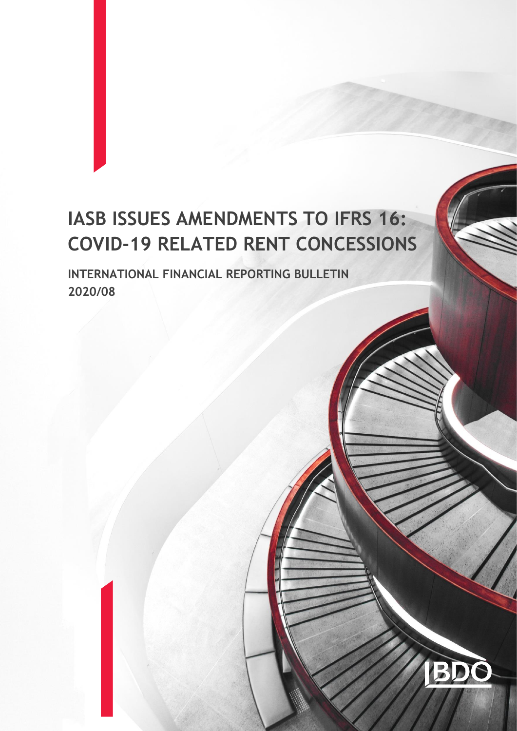# IASB ISSUES AMENDMENTS TO IFRS 16: COVID-19 RELATED RENT CONCESSIONS

**INTERNATIONAL FINANCIAL REPORTING BULLETIN 2020/08**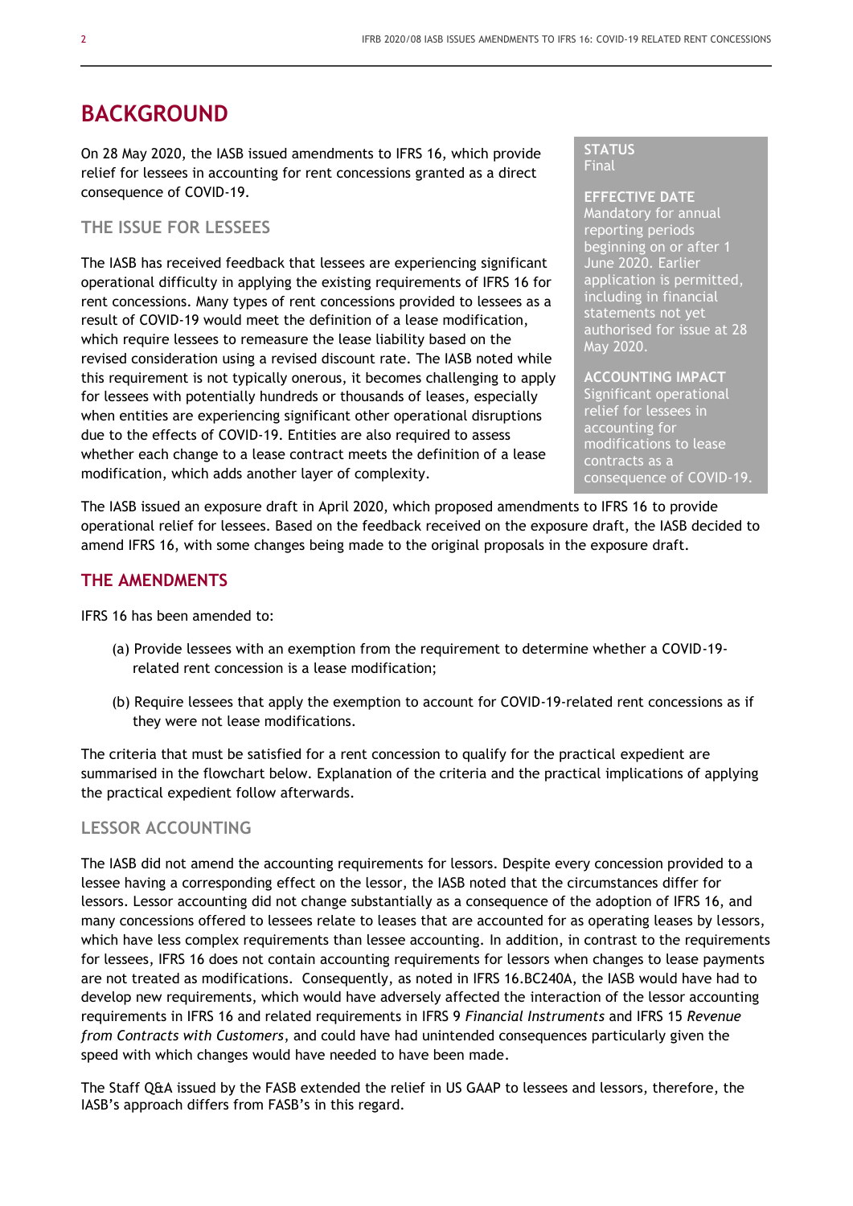# BACKGROUND

On 28 May 2020, the IASB issued amendments to IFRS 16, which provide relief for lessees in accounting for rent concessions granted as a direct consequence of COVID-19.

**STATUS**
Final

**EFFECTIVE DATE**
Mandatory for annual reporting periods beginning on or after 1 June 2020. Earlier application is permitted, including in financial statements not yet authorised for issue at 28 May 2020.

**ACCOUNTING IMPACT**
Significant operational relief for lessees in accounting for modifications to lease contracts as a consequence of COVID-19.

## THE ISSUE FOR LESSEES

The IASB has received feedback that lessees are experiencing significant operational difficulty in applying the existing requirements of IFRS 16 for rent concessions. Many types of rent concessions provided to lessees as a result of COVID-19 would meet the definition of a lease modification, which require lessees to remeasure the lease liability based on the revised consideration using a revised discount rate. The IASB noted while this requirement is not typically onerous, it becomes challenging to apply for lessees with potentially hundreds or thousands of leases, especially when entities are experiencing significant other operational disruptions due to the effects of COVID-19. Entities are also required to assess whether each change to a lease contract meets the definition of a lease modification, which adds another layer of complexity.

The IASB issued an exposure draft in April 2020, which proposed amendments to IFRS 16 to provide operational relief for lessees. Based on the feedback received on the exposure draft, the IASB decided to amend IFRS 16, with some changes being made to the original proposals in the exposure draft.

## THE AMENDMENTS

IFRS 16 has been amended to:

(a) Provide lessees with an exemption from the requirement to determine whether a COVID-19-related rent concession is a lease modification;

(b) Require lessees that apply the exemption to account for COVID-19-related rent concessions as if they were not lease modifications.

The criteria that must be satisfied for a rent concession to qualify for the practical expedient are summarised in the flowchart below. Explanation of the criteria and the practical implications of applying the practical expedient follow afterwards.

## LESSOR ACCOUNTING

The IASB did not amend the accounting requirements for lessors. Despite every concession provided to a lessee having a corresponding effect on the lessor, the IASB noted that the circumstances differ for lessors. Lessor accounting did not change substantially as a consequence of the adoption of IFRS 16, and many concessions offered to lessees relate to leases that are accounted for as operating leases by lessors, which have less complex requirements than lessee accounting. In addition, in contrast to the requirements for lessees, IFRS 16 does not contain accounting requirements for lessors when changes to lease payments are not treated as modifications. Consequently, as noted in IFRS 16.BC240A, the IASB would have had to develop new requirements, which would have adversely affected the interaction of the lessor accounting requirements in IFRS 16 and related requirements in IFRS 9 *Financial Instruments* and IFRS 15 *Revenue from Contracts with Customers*, and could have had unintended consequences particularly given the speed with which changes would have needed to have been made.

The Staff Q&A issued by the FASB extended the relief in US GAAP to lessees and lessors, therefore, the IASB's approach differs from FASB's in this regard.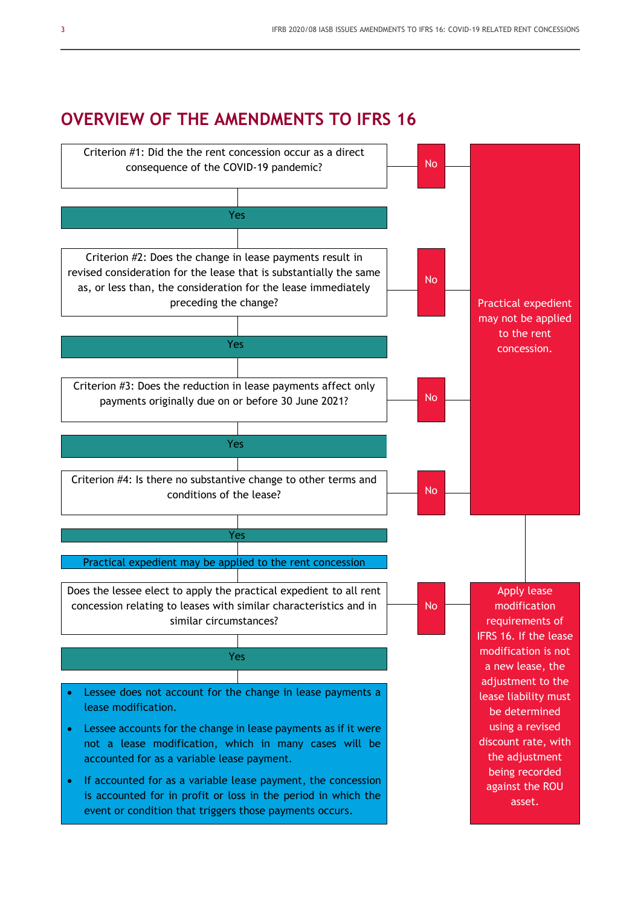## OVERVIEW OF THE AMENDMENTS TO IFRS 16

Criterion #1: Did the the rent concession occur as a direct consequence of the COVID-19 pandemic?

No → Practical expedient may not be applied to the rent concession.

Yes

Criterion #2: Does the change in lease payments result in revised consideration for the lease that is substantially the same as, or less than, the consideration for the lease immediately preceding the change?

No → Practical expedient may not be applied to the rent concession.

Yes

Criterion #3: Does the reduction in lease payments affect only payments originally due on or before 30 June 2021?

No → Practical expedient may not be applied to the rent concession.

Yes

Criterion #4: Is there no substantive change to other terms and conditions of the lease?

No → Practical expedient may not be applied to the rent concession.

Yes

Practical expedient may be applied to the rent concession

Does the lessee elect to apply the practical expedient to all rent concession relating to leases with similar characteristics and in similar circumstances?

No → Apply lease modification requirements of IFRS 16. If the lease modification is not a new lease, the adjustment to the lease liability must be determined using a revised discount rate, with the adjustment being recorded against the ROU asset.

Yes

- Lessee does not account for the change in lease payments a lease modification.
- Lessee accounts for the change in lease payments as if it were not a lease modification, which in many cases will be accounted for as a variable lease payment.
- If accounted for as a variable lease payment, the concession is accounted for in profit or loss in the period in which the event or condition that triggers those payments occurs.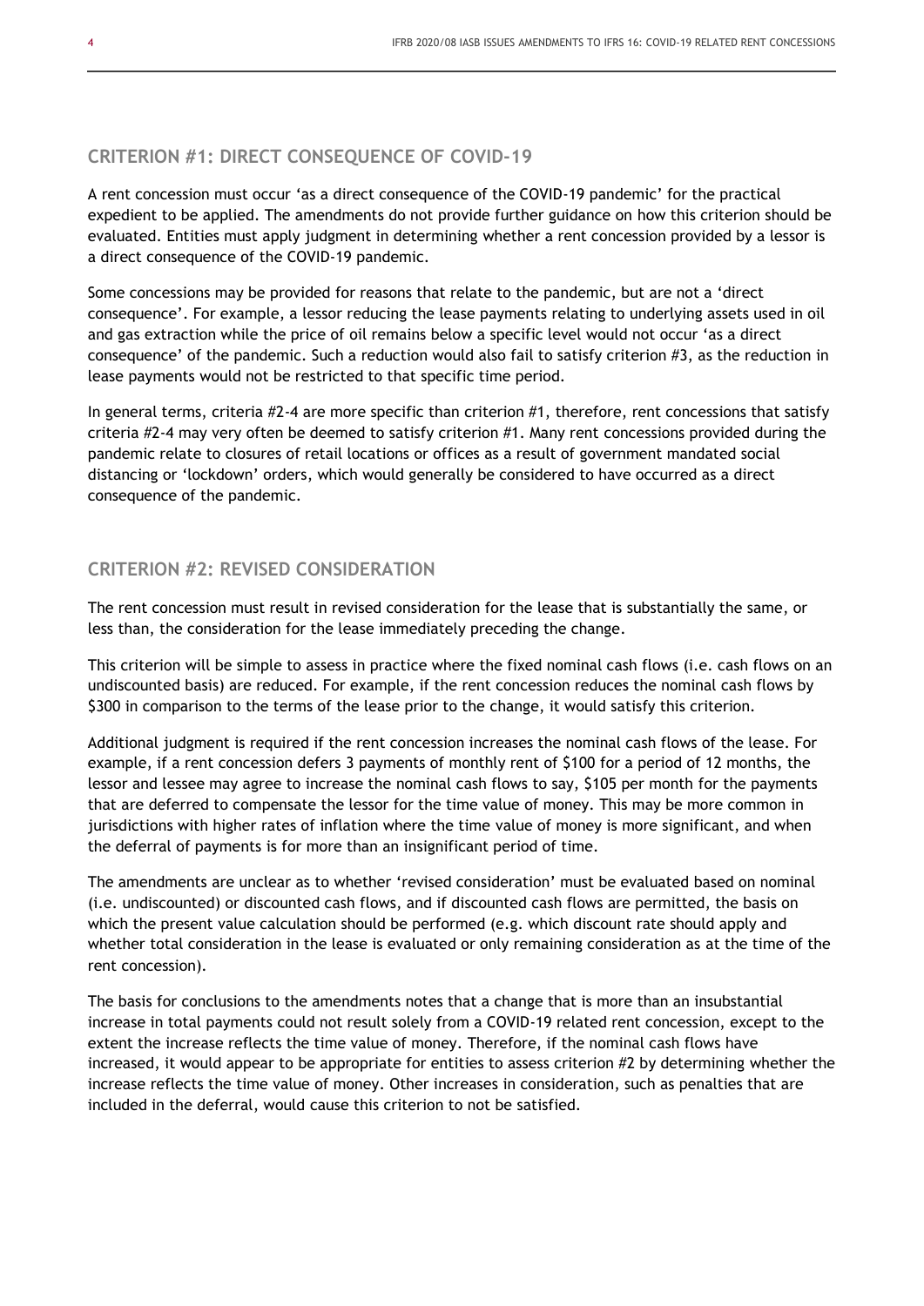## CRITERION #1: DIRECT CONSEQUENCE OF COVID-19

A rent concession must occur 'as a direct consequence of the COVID-19 pandemic' for the practical expedient to be applied. The amendments do not provide further guidance on how this criterion should be evaluated. Entities must apply judgment in determining whether a rent concession provided by a lessor is a direct consequence of the COVID-19 pandemic.

Some concessions may be provided for reasons that relate to the pandemic, but are not a 'direct consequence'. For example, a lessor reducing the lease payments relating to underlying assets used in oil and gas extraction while the price of oil remains below a specific level would not occur 'as a direct consequence' of the pandemic. Such a reduction would also fail to satisfy criterion #3, as the reduction in lease payments would not be restricted to that specific time period.

In general terms, criteria #2-4 are more specific than criterion #1, therefore, rent concessions that satisfy criteria #2-4 may very often be deemed to satisfy criterion #1. Many rent concessions provided during the pandemic relate to closures of retail locations or offices as a result of government mandated social distancing or 'lockdown' orders, which would generally be considered to have occurred as a direct consequence of the pandemic.

## CRITERION #2: REVISED CONSIDERATION

The rent concession must result in revised consideration for the lease that is substantially the same, or less than, the consideration for the lease immediately preceding the change.

This criterion will be simple to assess in practice where the fixed nominal cash flows (i.e. cash flows on an undiscounted basis) are reduced. For example, if the rent concession reduces the nominal cash flows by $300 in comparison to the terms of the lease prior to the change, it would satisfy this criterion.

Additional judgment is required if the rent concession increases the nominal cash flows of the lease. For example, if a rent concession defers 3 payments of monthly rent of $100 for a period of 12 months, the lessor and lessee may agree to increase the nominal cash flows to say, $105 per month for the payments that are deferred to compensate the lessor for the time value of money. This may be more common in jurisdictions with higher rates of inflation where the time value of money is more significant, and when the deferral of payments is for more than an insignificant period of time.

The amendments are unclear as to whether 'revised consideration' must be evaluated based on nominal (i.e. undiscounted) or discounted cash flows, and if discounted cash flows are permitted, the basis on which the present value calculation should be performed (e.g. which discount rate should apply and whether total consideration in the lease is evaluated or only remaining consideration as at the time of the rent concession).

The basis for conclusions to the amendments notes that a change that is more than an insubstantial increase in total payments could not result solely from a COVID-19 related rent concession, except to the extent the increase reflects the time value of money. Therefore, if the nominal cash flows have increased, it would appear to be appropriate for entities to assess criterion #2 by determining whether the increase reflects the time value of money. Other increases in consideration, such as penalties that are included in the deferral, would cause this criterion to not be satisfied.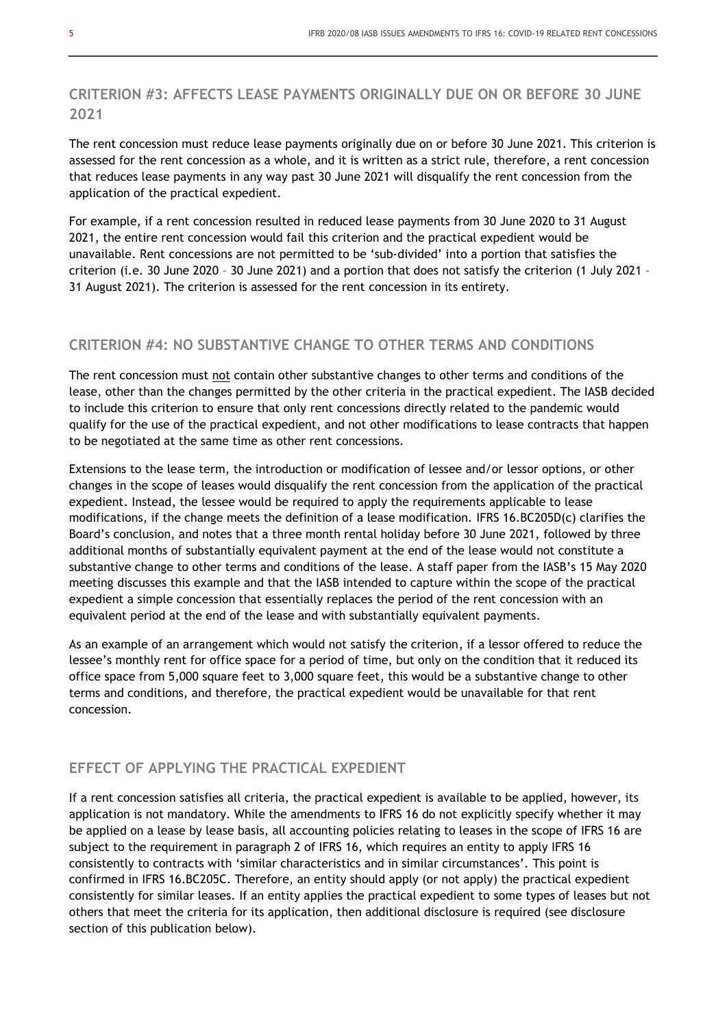## CRITERION #3: AFFECTS LEASE PAYMENTS ORIGINALLY DUE ON OR BEFORE 30 JUNE 2021

The rent concession must reduce lease payments originally due on or before 30 June 2021. This criterion is assessed for the rent concession as a whole, and it is written as a strict rule, therefore, a rent concession that reduces lease payments in any way past 30 June 2021 will disqualify the rent concession from the application of the practical expedient.

For example, if a rent concession resulted in reduced lease payments from 30 June 2020 to 31 August 2021, the entire rent concession would fail this criterion and the practical expedient would be unavailable. Rent concessions are not permitted to be 'sub-divided' into a portion that satisfies the criterion (i.e. 30 June 2020 – 30 June 2021) and a portion that does not satisfy the criterion (1 July 2021 – 31 August 2021). The criterion is assessed for the rent concession in its entirety.

## CRITERION #4: NO SUBSTANTIVE CHANGE TO OTHER TERMS AND CONDITIONS

The rent concession must not contain other substantive changes to other terms and conditions of the lease, other than the changes permitted by the other criteria in the practical expedient. The IASB decided to include this criterion to ensure that only rent concessions directly related to the pandemic would qualify for the use of the practical expedient, and not other modifications to lease contracts that happen to be negotiated at the same time as other rent concessions.

Extensions to the lease term, the introduction or modification of lessee and/or lessor options, or other changes in the scope of leases would disqualify the rent concession from the application of the practical expedient. Instead, the lessee would be required to apply the requirements applicable to lease modifications, if the change meets the definition of a lease modification. IFRS 16.BC205D(c) clarifies the Board's conclusion, and notes that a three month rental holiday before 30 June 2021, followed by three additional months of substantially equivalent payment at the end of the lease would not constitute a substantive change to other terms and conditions of the lease. A staff paper from the IASB's 15 May 2020 meeting discusses this example and that the IASB intended to capture within the scope of the practical expedient a simple concession that essentially replaces the period of the rent concession with an equivalent period at the end of the lease and with substantially equivalent payments.

As an example of an arrangement which would not satisfy the criterion, if a lessor offered to reduce the lessee's monthly rent for office space for a period of time, but only on the condition that it reduced its office space from 5,000 square feet to 3,000 square feet, this would be a substantive change to other terms and conditions, and therefore, the practical expedient would be unavailable for that rent concession.

## EFFECT OF APPLYING THE PRACTICAL EXPEDIENT

If a rent concession satisfies all criteria, the practical expedient is available to be applied, however, its application is not mandatory. While the amendments to IFRS 16 do not explicitly specify whether it may be applied on a lease by lease basis, all accounting policies relating to leases in the scope of IFRS 16 are subject to the requirement in paragraph 2 of IFRS 16, which requires an entity to apply IFRS 16 consistently to contracts with 'similar characteristics and in similar circumstances'. This point is confirmed in IFRS 16.BC205C. Therefore, an entity should apply (or not apply) the practical expedient consistently for similar leases. If an entity applies the practical expedient to some types of leases but not others that meet the criteria for its application, then additional disclosure is required (see disclosure section of this publication below).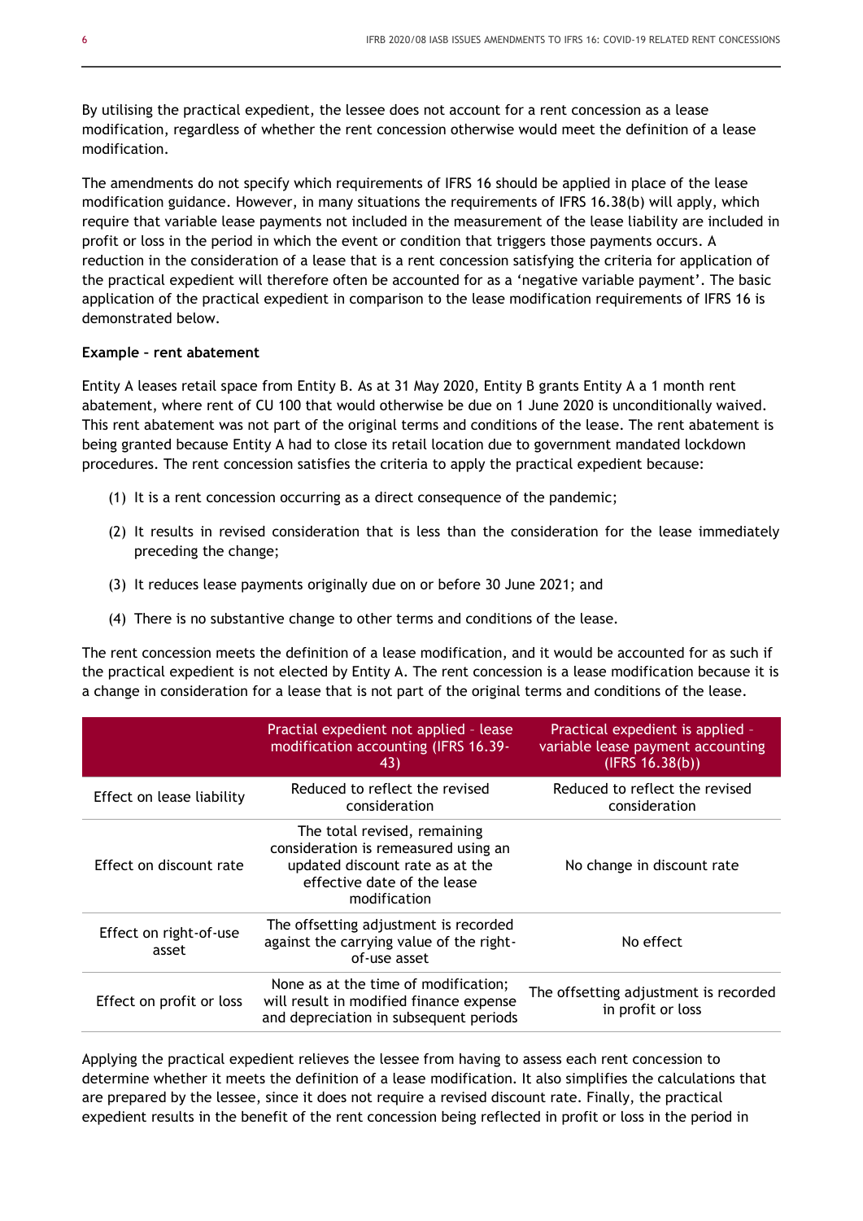By utilising the practical expedient, the lessee does not account for a rent concession as a lease modification, regardless of whether the rent concession otherwise would meet the definition of a lease modification.

The amendments do not specify which requirements of IFRS 16 should be applied in place of the lease modification guidance. However, in many situations the requirements of IFRS 16.38(b) will apply, which require that variable lease payments not included in the measurement of the lease liability are included in profit or loss in the period in which the event or condition that triggers those payments occurs. A reduction in the consideration of a lease that is a rent concession satisfying the criteria for application of the practical expedient will therefore often be accounted for as a 'negative variable payment'. The basic application of the practical expedient in comparison to the lease modification requirements of IFRS 16 is demonstrated below.

**Example – rent abatement**

Entity A leases retail space from Entity B. As at 31 May 2020, Entity B grants Entity A a 1 month rent abatement, where rent of CU 100 that would otherwise be due on 1 June 2020 is unconditionally waived. This rent abatement was not part of the original terms and conditions of the lease. The rent abatement is being granted because Entity A had to close its retail location due to government mandated lockdown procedures. The rent concession satisfies the criteria to apply the practical expedient because:

(1) It is a rent concession occurring as a direct consequence of the pandemic;

(2) It results in revised consideration that is less than the consideration for the lease immediately preceding the change;

(3) It reduces lease payments originally due on or before 30 June 2021; and

(4) There is no substantive change to other terms and conditions of the lease.

The rent concession meets the definition of a lease modification, and it would be accounted for as such if the practical expedient is not elected by Entity A. The rent concession is a lease modification because it is a change in consideration for a lease that is not part of the original terms and conditions of the lease.

| | Practial expedient not applied – lease modification accounting (IFRS 16.39-43) | Practical expedient is applied – variable lease payment accounting (IFRS 16.38(b)) |
|---|---|---|
| Effect on lease liability | Reduced to reflect the revised consideration | Reduced to reflect the revised consideration |
| Effect on discount rate | The total revised, remaining consideration is remeasured using an updated discount rate as at the effective date of the lease modification | No change in discount rate |
| Effect on right-of-use asset | The offsetting adjustment is recorded against the carrying value of the right-of-use asset | No effect |
| Effect on profit or loss | None as at the time of modification; will result in modified finance expense and depreciation in subsequent periods | The offsetting adjustment is recorded in profit or loss |

Applying the practical expedient relieves the lessee from having to assess each rent concession to determine whether it meets the definition of a lease modification. It also simplifies the calculations that are prepared by the lessee, since it does not require a revised discount rate. Finally, the practical expedient results in the benefit of the rent concession being reflected in profit or loss in the period in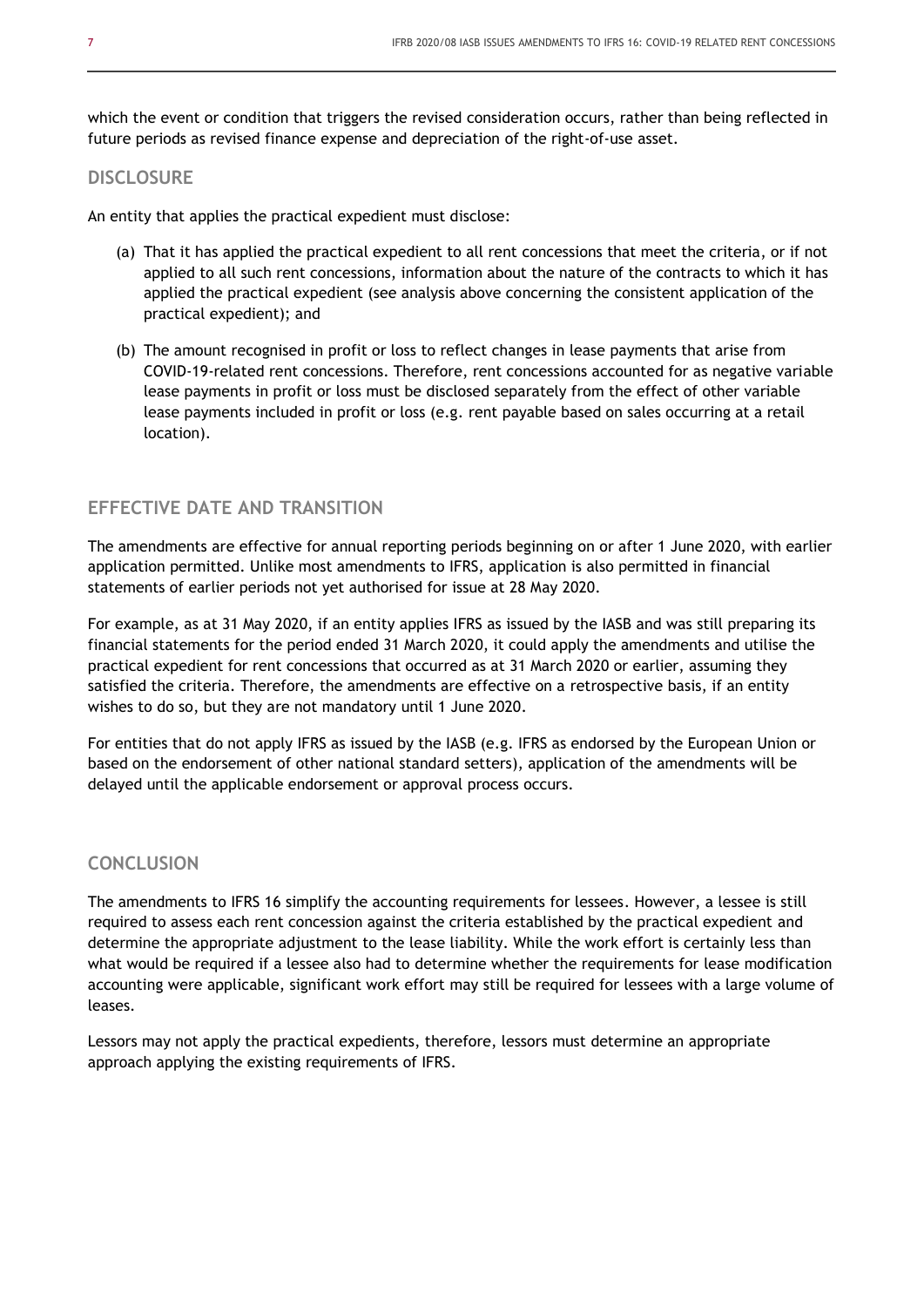which the event or condition that triggers the revised consideration occurs, rather than being reflected in future periods as revised finance expense and depreciation of the right-of-use asset.

## DISCLOSURE

An entity that applies the practical expedient must disclose:

(a) That it has applied the practical expedient to all rent concessions that meet the criteria, or if not applied to all such rent concessions, information about the nature of the contracts to which it has applied the practical expedient (see analysis above concerning the consistent application of the practical expedient); and

(b) The amount recognised in profit or loss to reflect changes in lease payments that arise from COVID-19-related rent concessions. Therefore, rent concessions accounted for as negative variable lease payments in profit or loss must be disclosed separately from the effect of other variable lease payments included in profit or loss (e.g. rent payable based on sales occurring at a retail location).

## EFFECTIVE DATE AND TRANSITION

The amendments are effective for annual reporting periods beginning on or after 1 June 2020, with earlier application permitted. Unlike most amendments to IFRS, application is also permitted in financial statements of earlier periods not yet authorised for issue at 28 May 2020.

For example, as at 31 May 2020, if an entity applies IFRS as issued by the IASB and was still preparing its financial statements for the period ended 31 March 2020, it could apply the amendments and utilise the practical expedient for rent concessions that occurred as at 31 March 2020 or earlier, assuming they satisfied the criteria. Therefore, the amendments are effective on a retrospective basis, if an entity wishes to do so, but they are not mandatory until 1 June 2020.

For entities that do not apply IFRS as issued by the IASB (e.g. IFRS as endorsed by the European Union or based on the endorsement of other national standard setters), application of the amendments will be delayed until the applicable endorsement or approval process occurs.

## CONCLUSION

The amendments to IFRS 16 simplify the accounting requirements for lessees. However, a lessee is still required to assess each rent concession against the criteria established by the practical expedient and determine the appropriate adjustment to the lease liability. While the work effort is certainly less than what would be required if a lessee also had to determine whether the requirements for lease modification accounting were applicable, significant work effort may still be required for lessees with a large volume of leases.

Lessors may not apply the practical expedients, therefore, lessors must determine an appropriate approach applying the existing requirements of IFRS.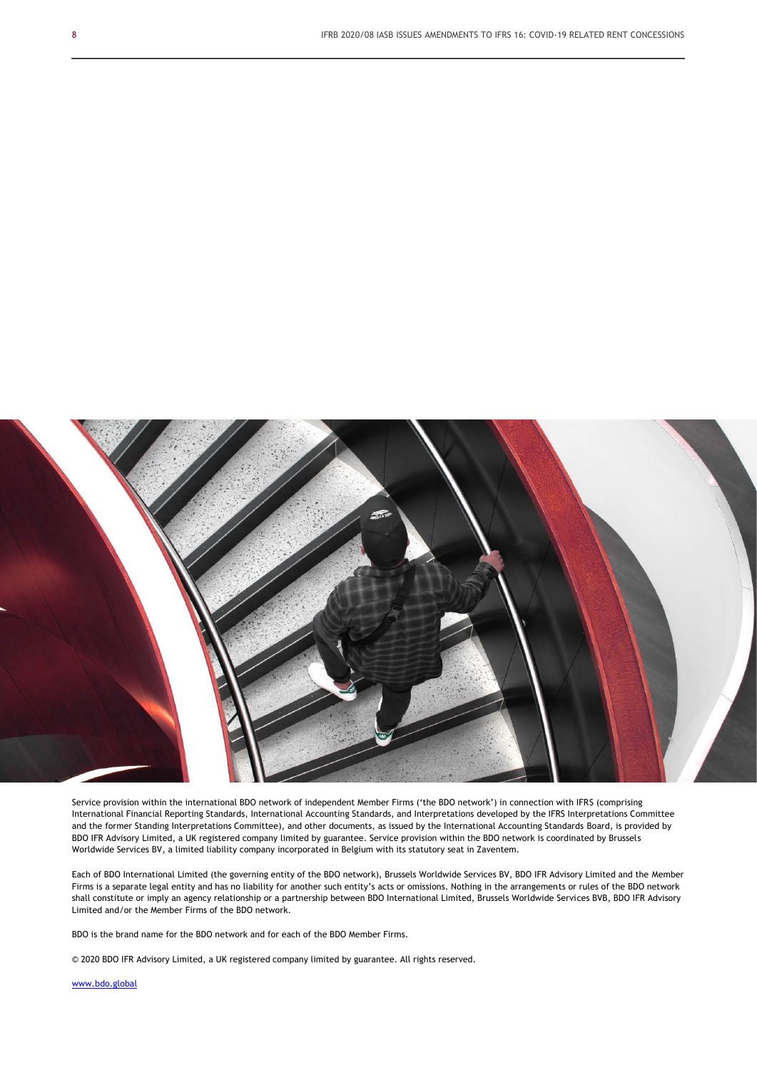Service provision within the international BDO network of independent Member Firms ('the BDO network') in connection with IFRS (comprising International Financial Reporting Standards, International Accounting Standards, and Interpretations developed by the IFRS Interpretations Committee and the former Standing Interpretations Committee), and other documents, as issued by the International Accounting Standards Board, is provided by BDO IFR Advisory Limited, a UK registered company limited by guarantee. Service provision within the BDO network is coordinated by Brussels Worldwide Services BV, a limited liability company incorporated in Belgium with its statutory seat in Zaventem.

Each of BDO International Limited (the governing entity of the BDO network), Brussels Worldwide Services BV, BDO IFR Advisory Limited and the Member Firms is a separate legal entity and has no liability for another such entity's acts or omissions. Nothing in the arrangements or rules of the BDO network shall constitute or imply an agency relationship or a partnership between BDO International Limited, Brussels Worldwide Services BVB, BDO IFR Advisory Limited and/or the Member Firms of the BDO network.

BDO is the brand name for the BDO network and for each of the BDO Member Firms.

© 2020 BDO IFR Advisory Limited, a UK registered company limited by guarantee. All rights reserved.

www.bdo.global